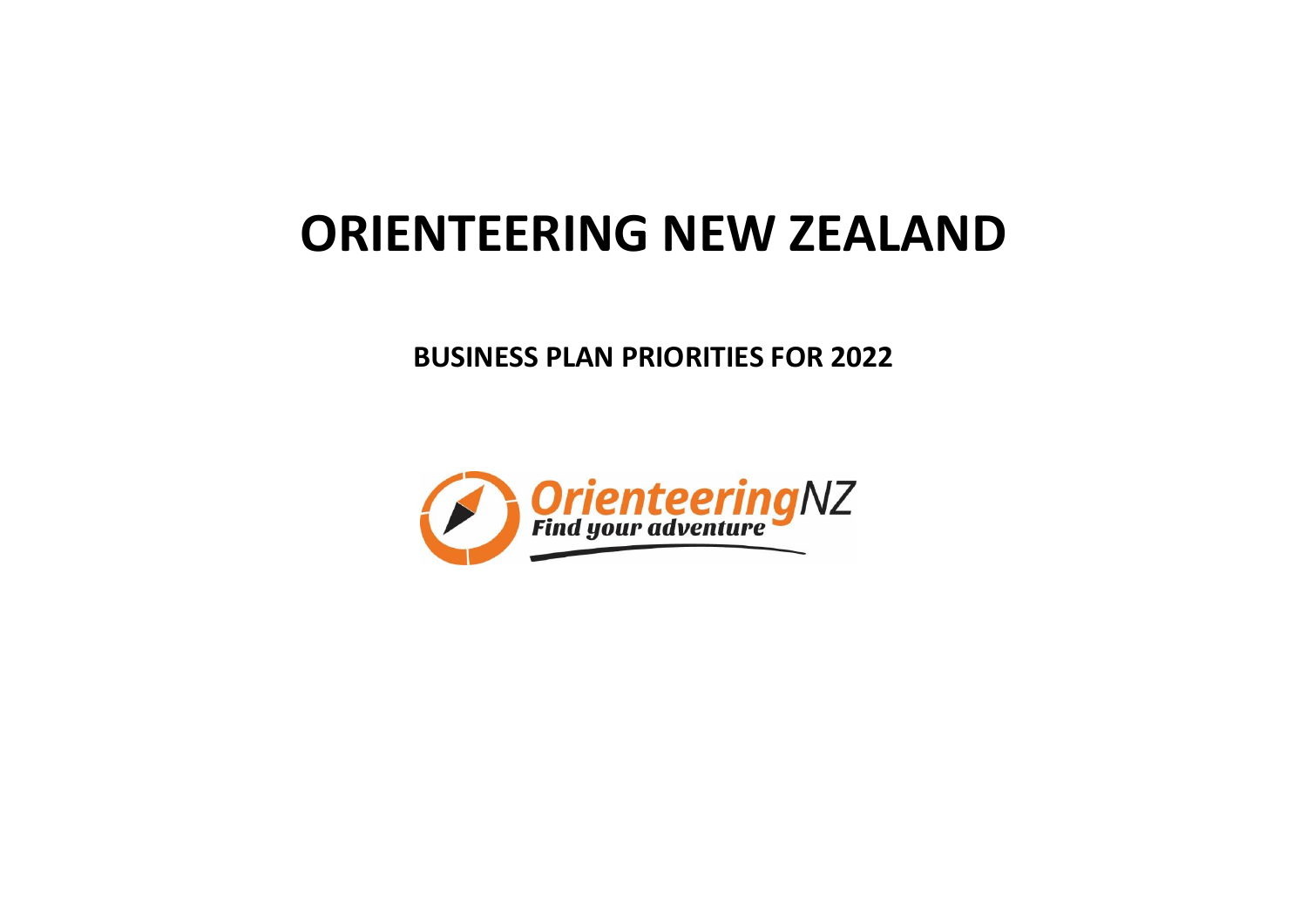# ORIENTEERING NEW ZEALAND

## BUSINESS PLAN PRIORITIES FOR 2022

OrienteeringNZ
Find your adventure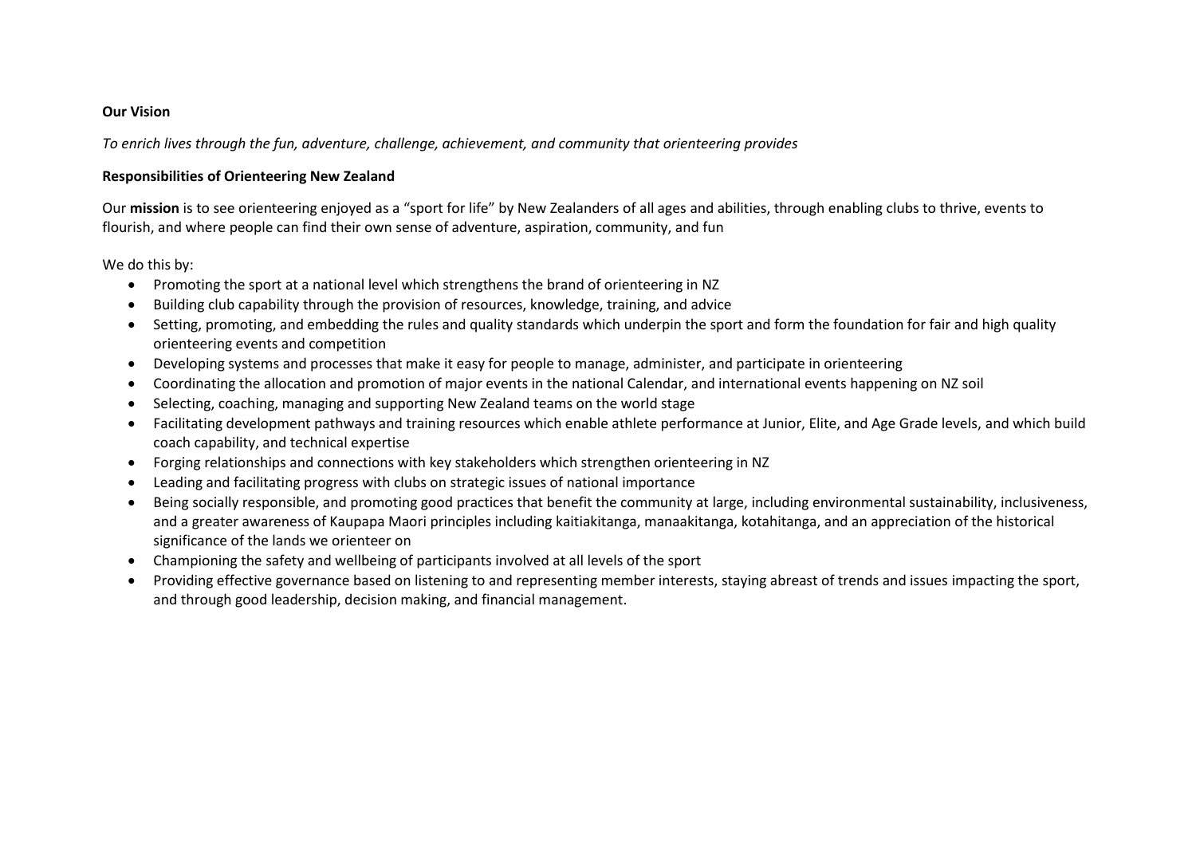**Our Vision**

*To enrich lives through the fun, adventure, challenge, achievement, and community that orienteering provides*

**Responsibilities of Orienteering New Zealand**

Our **mission** is to see orienteering enjoyed as a "sport for life" by New Zealanders of all ages and abilities, through enabling clubs to thrive, events to flourish, and where people can find their own sense of adventure, aspiration, community, and fun

We do this by:

- Promoting the sport at a national level which strengthens the brand of orienteering in NZ
- Building club capability through the provision of resources, knowledge, training, and advice
- Setting, promoting, and embedding the rules and quality standards which underpin the sport and form the foundation for fair and high quality orienteering events and competition
- Developing systems and processes that make it easy for people to manage, administer, and participate in orienteering
- Coordinating the allocation and promotion of major events in the national Calendar, and international events happening on NZ soil
- Selecting, coaching, managing and supporting New Zealand teams on the world stage
- Facilitating development pathways and training resources which enable athlete performance at Junior, Elite, and Age Grade levels, and which build coach capability, and technical expertise
- Forging relationships and connections with key stakeholders which strengthen orienteering in NZ
- Leading and facilitating progress with clubs on strategic issues of national importance
- Being socially responsible, and promoting good practices that benefit the community at large, including environmental sustainability, inclusiveness, and a greater awareness of Kaupapa Maori principles including kaitiakitanga, manaakitanga, kotahitanga, and an appreciation of the historical significance of the lands we orienteer on
- Championing the safety and wellbeing of participants involved at all levels of the sport
- Providing effective governance based on listening to and representing member interests, staying abreast of trends and issues impacting the sport, and through good leadership, decision making, and financial management.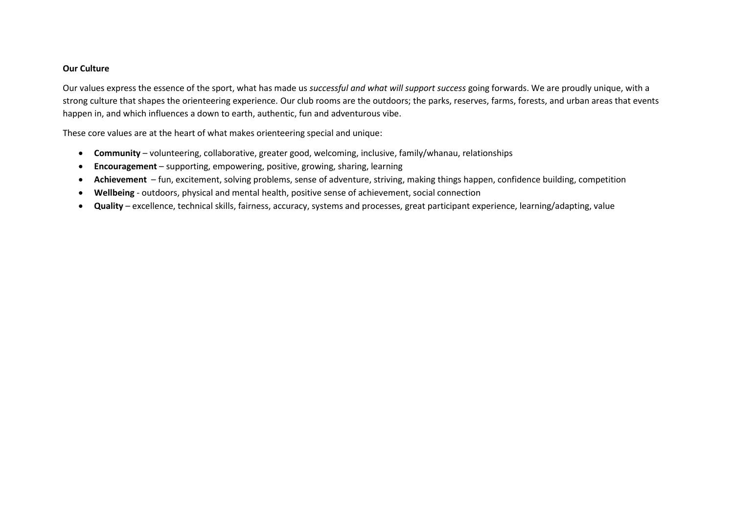**Our Culture**

Our values express the essence of the sport, what has made us *successful and what will support success* going forwards. We are proudly unique, with a strong culture that shapes the orienteering experience. Our club rooms are the outdoors; the parks, reserves, farms, forests, and urban areas that events happen in, and which influences a down to earth, authentic, fun and adventurous vibe.

These core values are at the heart of what makes orienteering special and unique:

- **Community** – volunteering, collaborative, greater good, welcoming, inclusive, family/whanau, relationships
- **Encouragement** – supporting, empowering, positive, growing, sharing, learning
- **Achievement** – fun, excitement, solving problems, sense of adventure, striving, making things happen, confidence building, competition
- **Wellbeing** - outdoors, physical and mental health, positive sense of achievement, social connection
- **Quality** – excellence, technical skills, fairness, accuracy, systems and processes, great participant experience, learning/adapting, value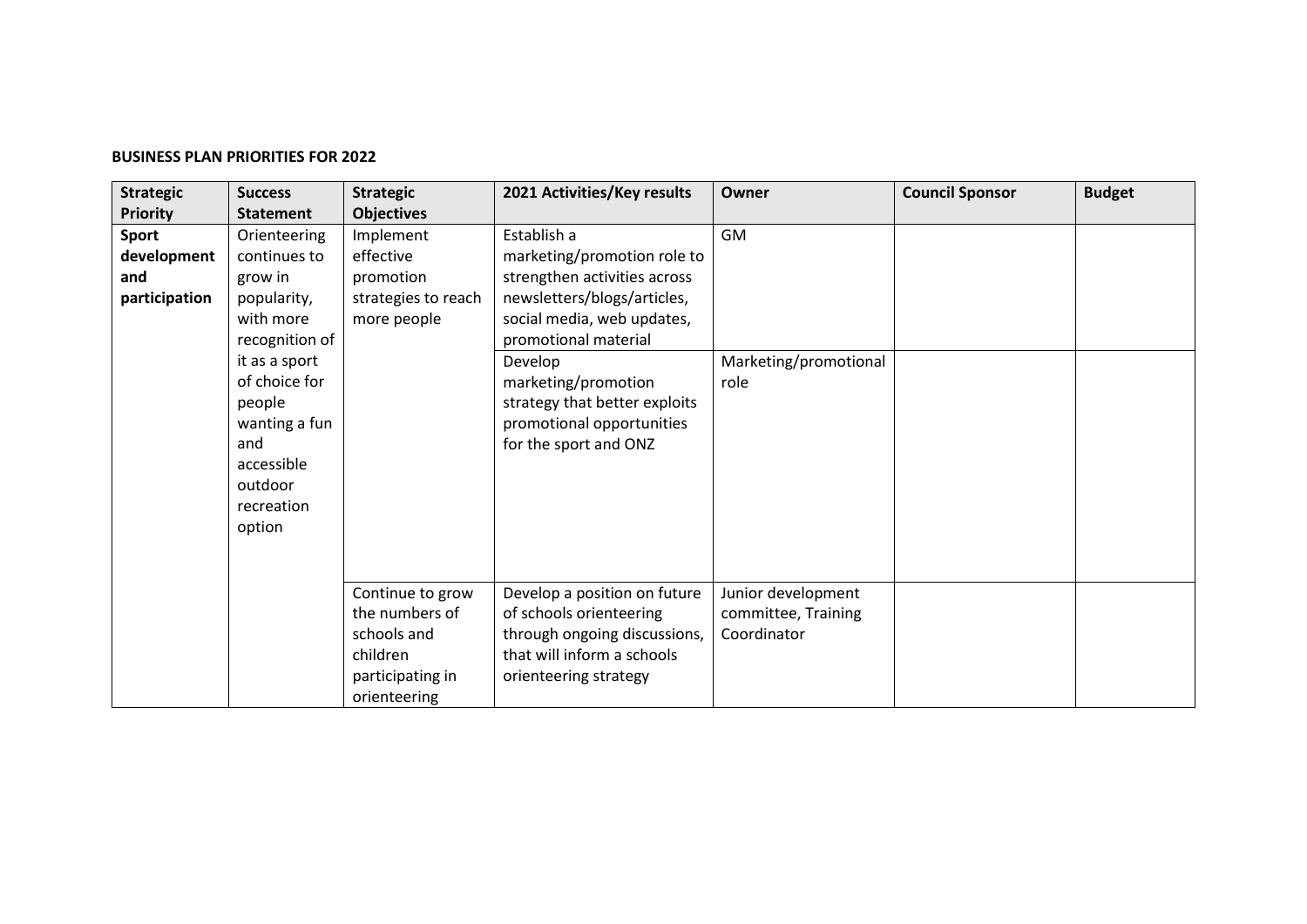**BUSINESS PLAN PRIORITIES FOR 2022**

| Strategic Priority | Success Statement | Strategic Objectives | 2021 Activities/Key results | Owner | Council Sponsor | Budget |
|---|---|---|---|---|---|---|
| **Sport development and participation** | Orienteering continues to grow in popularity, with more recognition of it as a sport of choice for people wanting a fun and accessible outdoor recreation option | Implement effective promotion strategies to reach more people | Establish a marketing/promotion role to strengthen activities across newsletters/blogs/articles, social media, web updates, promotional material | GM | | |
| | | | Develop marketing/promotion strategy that better exploits promotional opportunities for the sport and ONZ | Marketing/promotional role | | |
| | | Continue to grow the numbers of schools and children participating in orienteering | Develop a position on future of schools orienteering through ongoing discussions, that will inform a schools orienteering strategy | Junior development committee, Training Coordinator | | |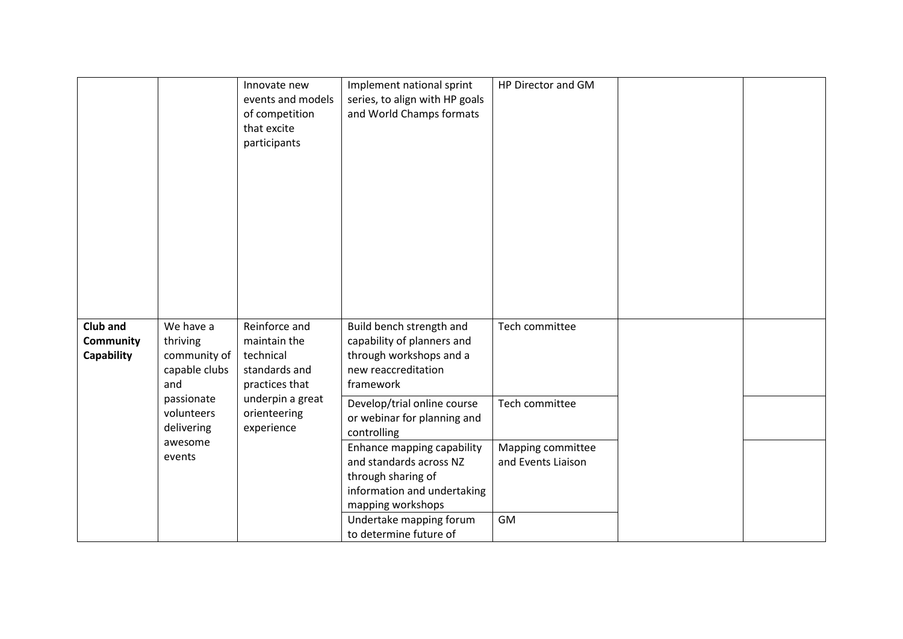| | | | | | | |
|---|---|---|---|---|---|---|
| | | Innovate new events and models of competition that excite participants | Implement national sprint series, to align with HP goals and World Champs formats | HP Director and GM | | |
| **Club and Community Capability** | We have a thriving community of capable clubs and passionate volunteers delivering awesome events | Reinforce and maintain the technical standards and practices that underpin a great orienteering experience | Build bench strength and capability of planners and through workshops and a new reaccreditation framework | Tech committee | | |
| | | | Develop/trial online course or webinar for planning and controlling | Tech committee | | |
| | | | Enhance mapping capability and standards across NZ through sharing of information and undertaking mapping workshops | Mapping committee and Events Liaison | | |
| | | | Undertake mapping forum to determine future of | GM | | |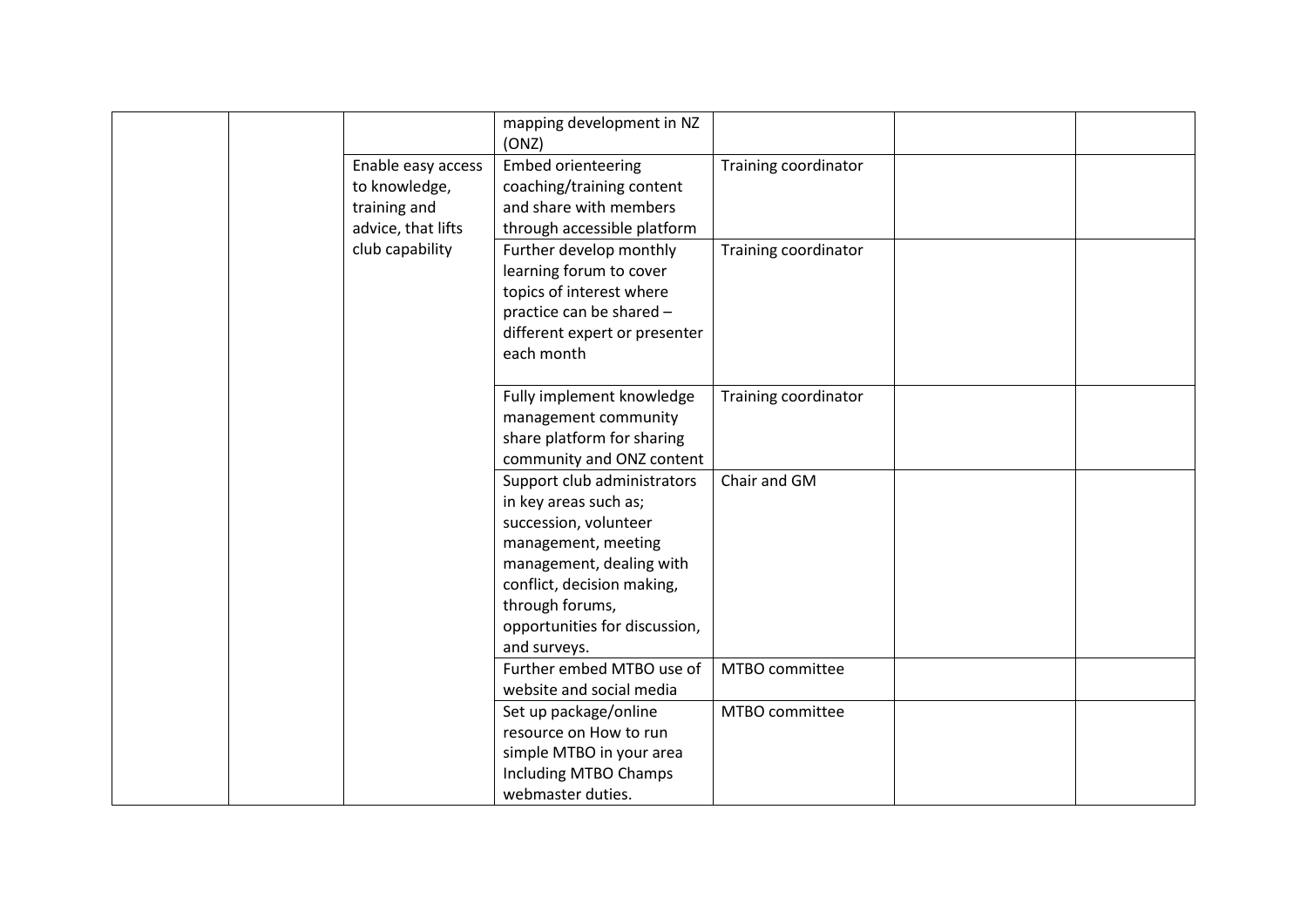| | | | | | | |
|---|---|---|---|---|---|---|
| | | | mapping development in NZ (ONZ) | | | |
| | | Enable easy access to knowledge, training and advice, that lifts club capability | Embed orienteering coaching/training content and share with members through accessible platform | Training coordinator | | |
| | | | Further develop monthly learning forum to cover topics of interest where practice can be shared – different expert or presenter each month | Training coordinator | | |
| | | | Fully implement knowledge management community share platform for sharing community and ONZ content | Training coordinator | | |
| | | | Support club administrators in key areas such as; succession, volunteer management, meeting management, dealing with conflict, decision making, through forums, opportunities for discussion, and surveys. | Chair and GM | | |
| | | | Further embed MTBO use of website and social media | MTBO committee | | |
| | | | Set up package/online resource on How to run simple MTBO in your area Including MTBO Champs webmaster duties. | MTBO committee | | |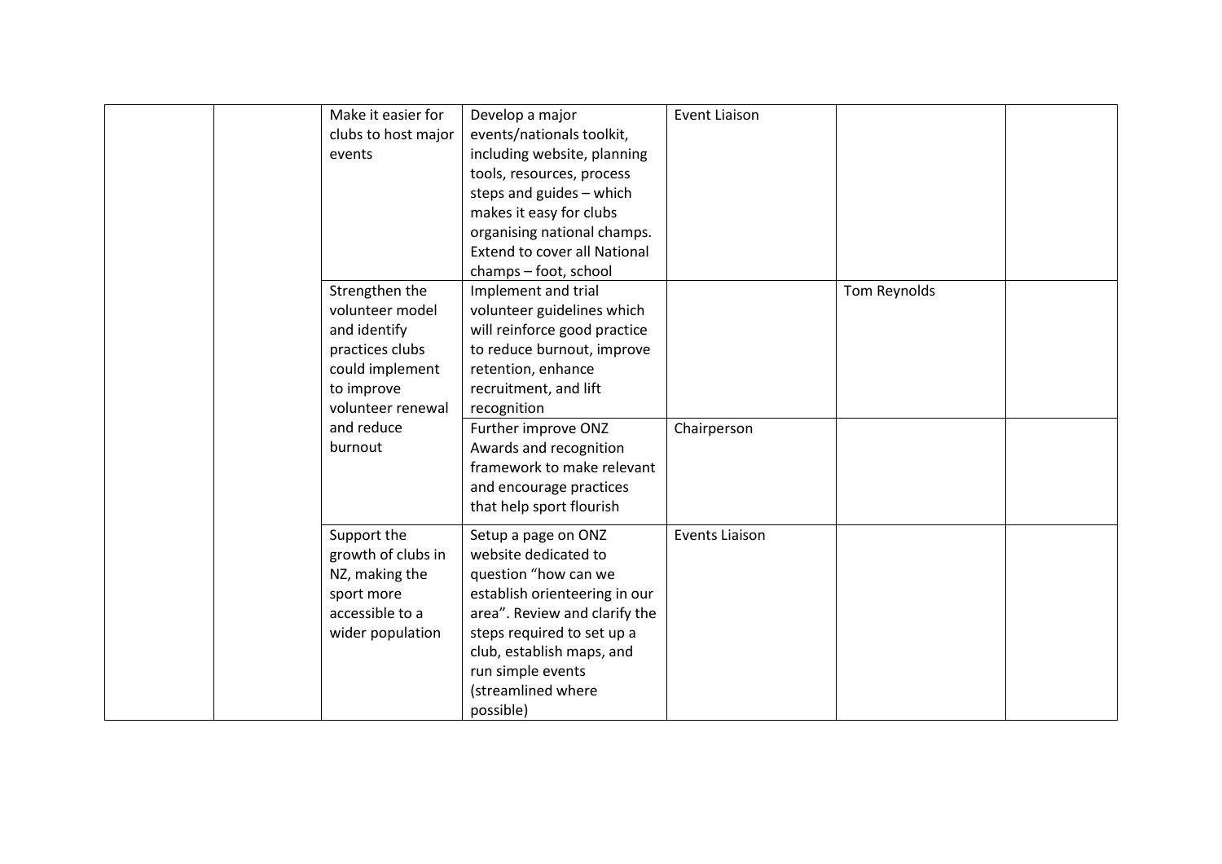| | | | | | | |
|---|---|---|---|---|---|---|
| | | Make it easier for clubs to host major events | Develop a major events/nationals toolkit, including website, planning tools, resources, process steps and guides – which makes it easy for clubs organising national champs. Extend to cover all National champs – foot, school | Event Liaison | | |
| | | Strengthen the volunteer model and identify practices clubs could implement to improve volunteer renewal and reduce burnout | Implement and trial volunteer guidelines which will reinforce good practice to reduce burnout, improve retention, enhance recruitment, and lift recognition | | Tom Reynolds | |
| | | | Further improve ONZ Awards and recognition framework to make relevant and encourage practices that help sport flourish | Chairperson | | |
| | | Support the growth of clubs in NZ, making the sport more accessible to a wider population | Setup a page on ONZ website dedicated to question "how can we establish orienteering in our area". Review and clarify the steps required to set up a club, establish maps, and run simple events (streamlined where possible) | Events Liaison | | |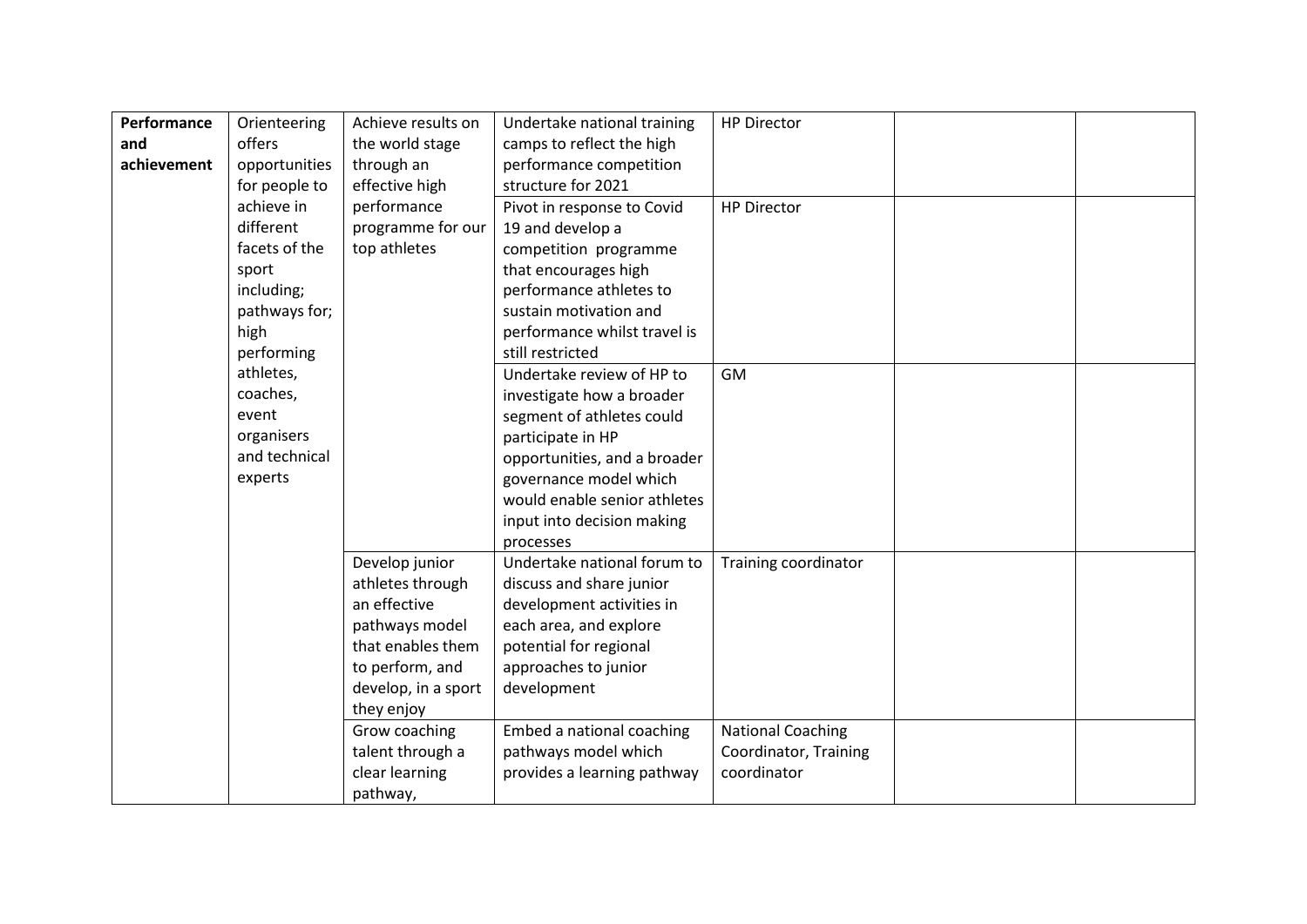| | | | | | | |
|---|---|---|---|---|---|---|
| **Performance and achievement** | Orienteering offers opportunities for people to achieve in different facets of the sport including; pathways for; high performing athletes, coaches, event organisers and technical experts | Achieve results on the world stage through an effective high performance programme for our top athletes | Undertake national training camps to reflect the high performance competition structure for 2021 | HP Director | | |
| | | | Pivot in response to Covid 19 and develop a competition programme that encourages high performance athletes to sustain motivation and performance whilst travel is still restricted | HP Director | | |
| | | | Undertake review of HP to investigate how a broader segment of athletes could participate in HP opportunities, and a broader governance model which would enable senior athletes input into decision making processes | GM | | |
| | | Develop junior athletes through an effective pathways model that enables them to perform, and develop, in a sport they enjoy | Undertake national forum to discuss and share junior development activities in each area, and explore potential for regional approaches to junior development | Training coordinator | | |
| | | Grow coaching talent through a clear learning pathway, | Embed a national coaching pathways model which provides a learning pathway | National Coaching Coordinator, Training coordinator | | |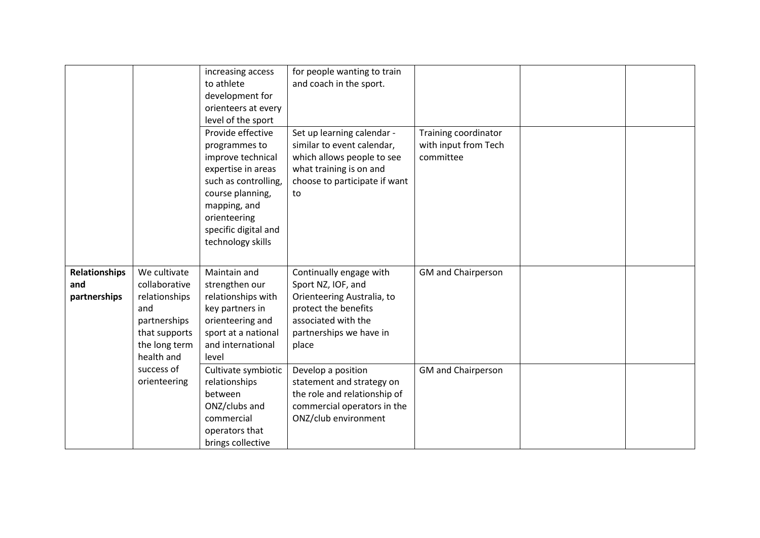| | | | | | | |
|---|---|---|---|---|---|---|
| | | increasing access to athlete development for orienteers at every level of the sport | for people wanting to train and coach in the sport. | | | |
| | | Provide effective programmes to improve technical expertise in areas such as controlling, course planning, mapping, and orienteering specific digital and technology skills | Set up learning calendar - similar to event calendar, which allows people to see what training is on and choose to participate if want to | Training coordinator with input from Tech committee | | |
| **Relationships and partnerships** | We cultivate collaborative relationships and partnerships that supports the long term health and success of orienteering | Maintain and strengthen our relationships with key partners in orienteering and sport at a national and international level | Continually engage with Sport NZ, IOF, and Orienteering Australia, to protect the benefits associated with the partnerships we have in place | GM and Chairperson | | |
| | | Cultivate symbiotic relationships between ONZ/clubs and commercial operators that brings collective | Develop a position statement and strategy on the role and relationship of commercial operators in the ONZ/club environment | GM and Chairperson | | |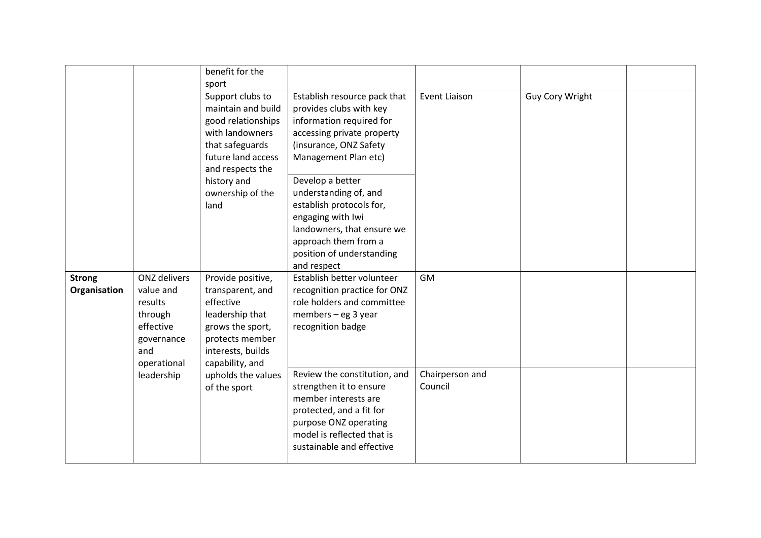| | | | | | | |
|---|---|---|---|---|---|---|
| | | benefit for the sport | | | | |
| | | Support clubs to maintain and build good relationships with landowners that safeguards future land access and respects the history and ownership of the land | Establish resource pack that provides clubs with key information required for accessing private property (insurance, ONZ Safety Management Plan etc) | Event Liaison | Guy Cory Wright | |
| | | | Develop a better understanding of, and establish protocols for, engaging with Iwi landowners, that ensure we approach them from a position of understanding and respect | | | |
| **Strong Organisation** | ONZ delivers value and results through effective governance and operational leadership | Provide positive, transparent, and effective leadership that grows the sport, protects member interests, builds capability, and upholds the values of the sport | Establish better volunteer recognition practice for ONZ role holders and committee members – eg 3 year recognition badge | GM | | |
| | | | Review the constitution, and strengthen it to ensure member interests are protected, and a fit for purpose ONZ operating model is reflected that is sustainable and effective | Chairperson and Council | | |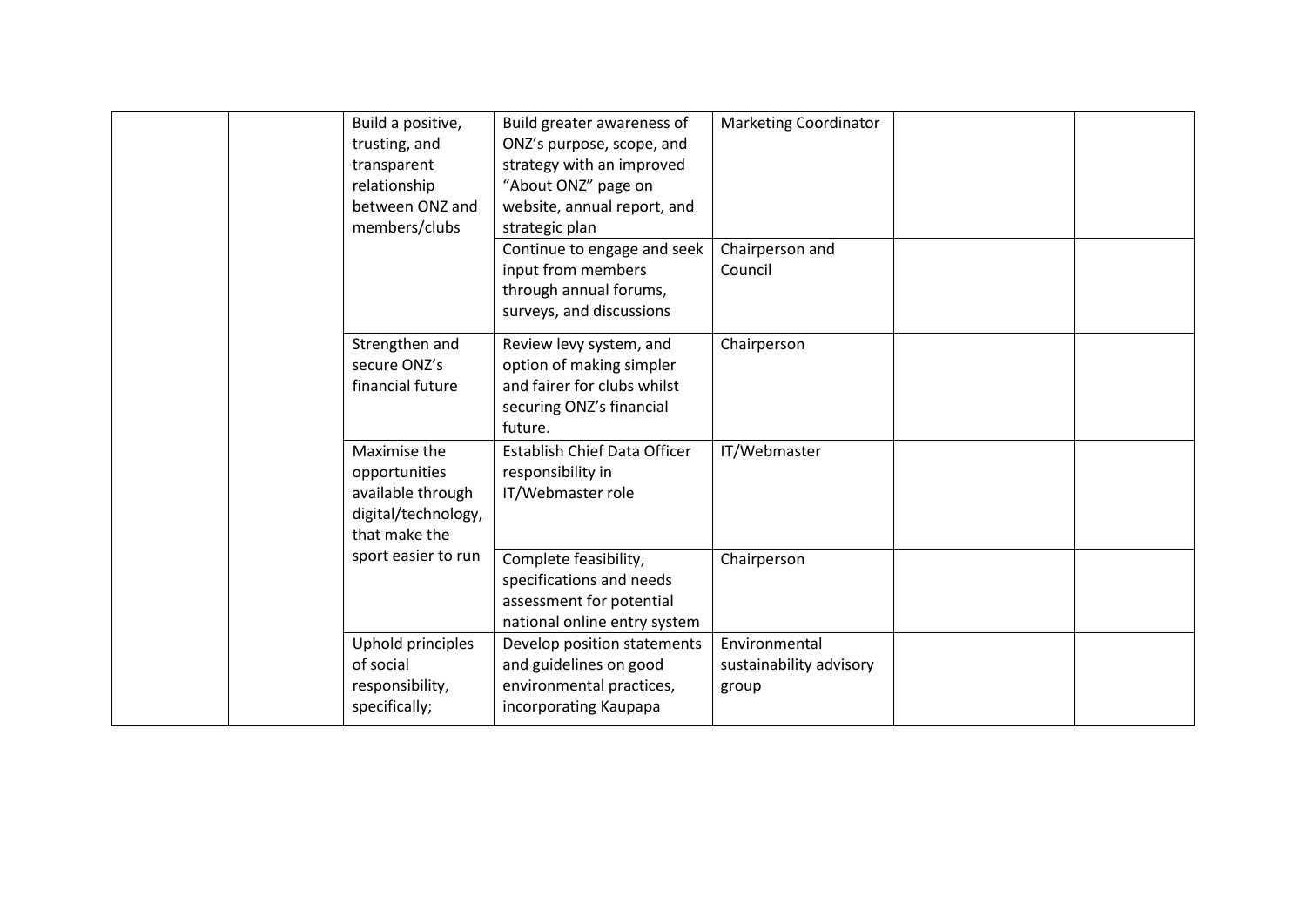| | | | | | | |
|---|---|---|---|---|---|---|
| | | Build a positive, trusting, and transparent relationship between ONZ and members/clubs | Build greater awareness of ONZ's purpose, scope, and strategy with an improved "About ONZ" page on website, annual report, and strategic plan | Marketing Coordinator | | |
| | | | Continue to engage and seek input from members through annual forums, surveys, and discussions | Chairperson and Council | | |
| | | Strengthen and secure ONZ's financial future | Review levy system, and option of making simpler and fairer for clubs whilst securing ONZ's financial future. | Chairperson | | |
| | | Maximise the opportunities available through digital/technology, that make the sport easier to run | Establish Chief Data Officer responsibility in IT/Webmaster role | IT/Webmaster | | |
| | | | Complete feasibility, specifications and needs assessment for potential national online entry system | Chairperson | | |
| | | Uphold principles of social responsibility, specifically; | Develop position statements and guidelines on good environmental practices, incorporating Kaupapa | Environmental sustainability advisory group | | |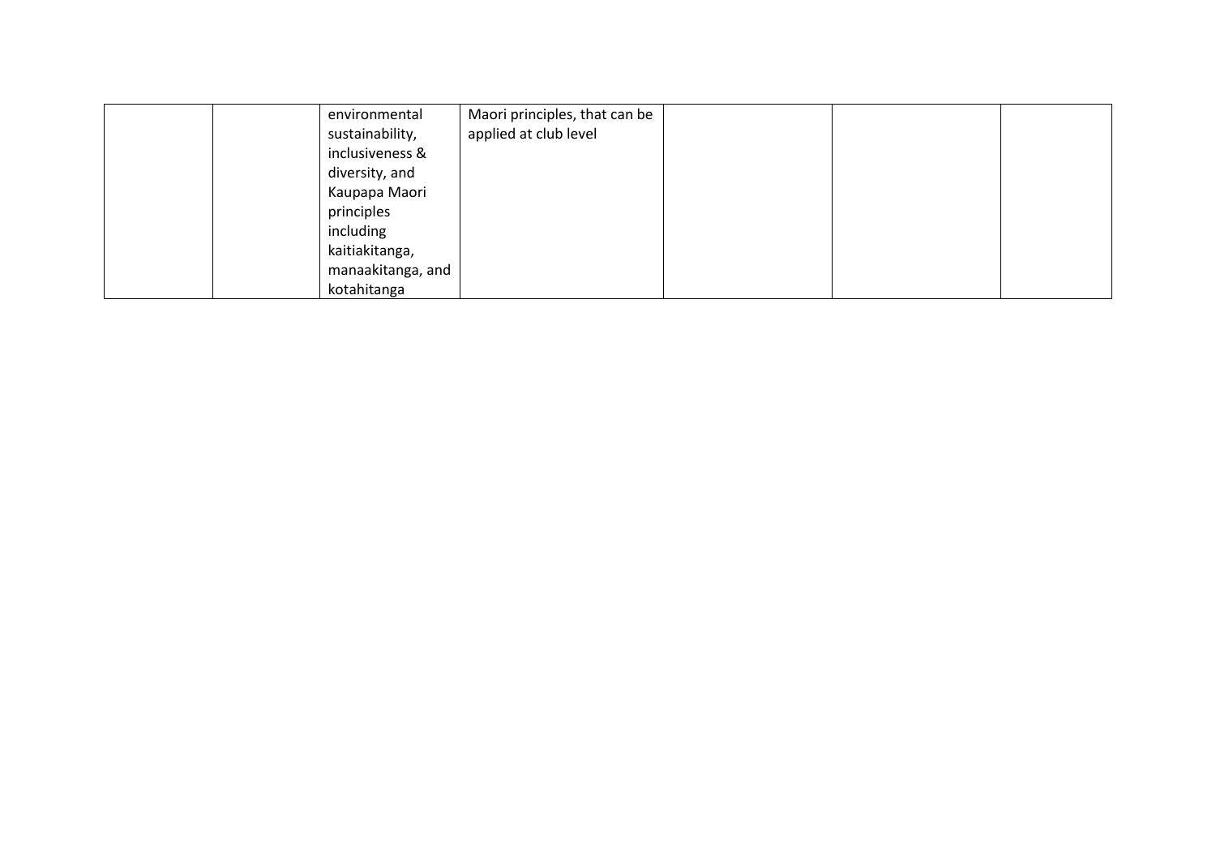| | | | | | | |
|---|---|---|---|---|---|---|
| | | environmental sustainability, inclusiveness & diversity, and Kaupapa Maori principles including kaitiakitanga, manaakitanga, and kotahitanga | Maori principles, that can be applied at club level | | | |